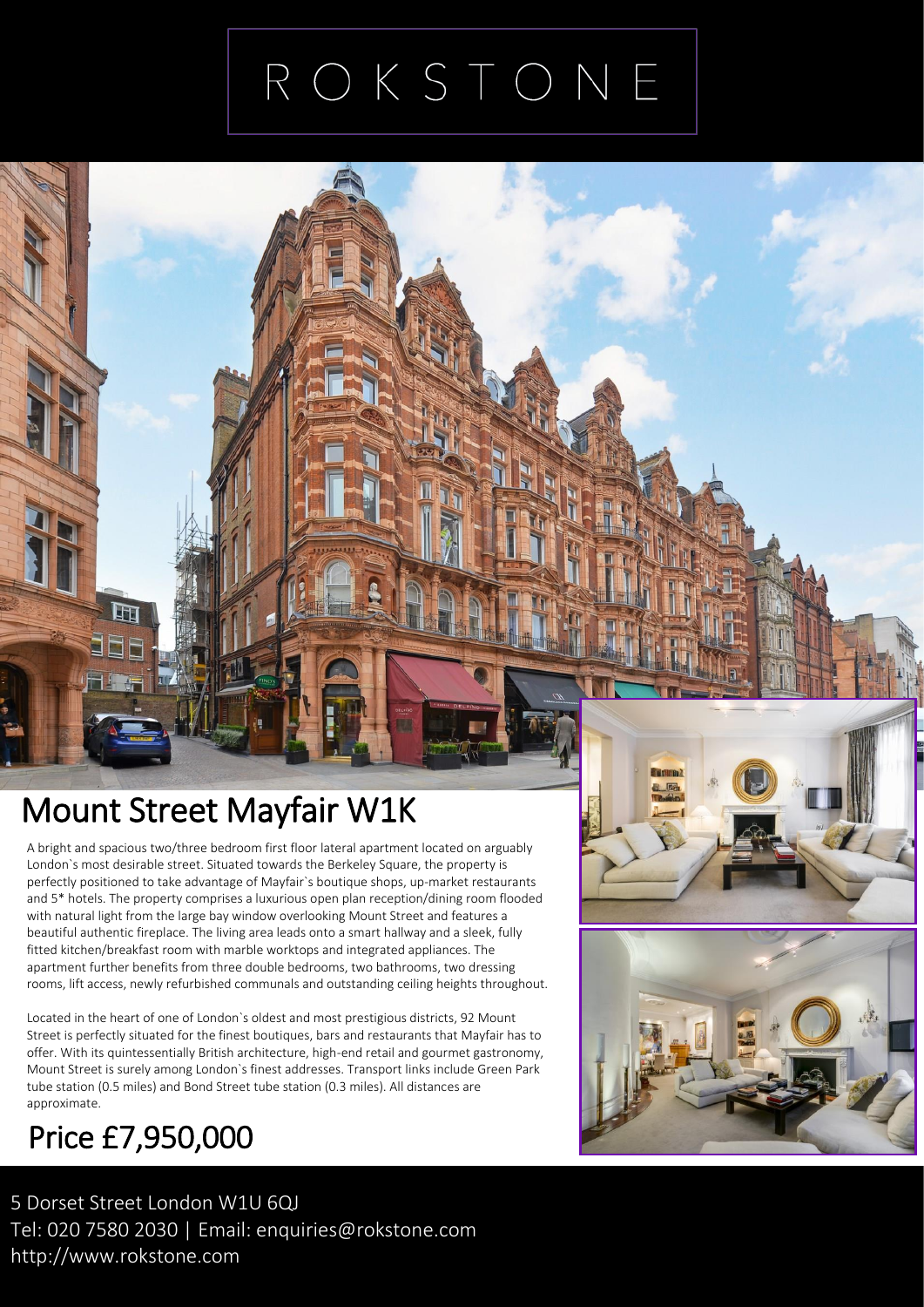# ROKSTONE

## Mount Street Mayfair W1K

A bright and spacious two/three bedroom first floor lateral apartment located on arguably London`s most desirable street. Situated towards the Berkeley Square, the property is perfectly positioned to take advantage of Mayfair`s boutique shops, up-market restaurants and 5* hotels. The property comprises a luxurious open plan reception/dining room flooded with natural light from the large bay window overlooking Mount Street and features a beautiful authentic fireplace. The living area leads onto a smart hallway and a sleek, fully fitted kitchen/breakfast room with marble worktops and integrated appliances. The apartment further benefits from three double bedrooms, two bathrooms, two dressing rooms, lift access, newly refurbished communals and outstanding ceiling heights throughout.

Located in the heart of one of London`s oldest and most prestigious districts, 92 Mount Street is perfectly situated for the finest boutiques, bars and restaurants that Mayfair has to offer. With its quintessentially British architecture, high-end retail and gourmet gastronomy, Mount Street is surely among London`s finest addresses. Transport links include Green Park tube station (0.5 miles) and Bond Street tube station (0.3 miles). All distances are approximate.

## Price £7,950,000

5 Dorset Street London W1U 6QJ
Tel: 020 7580 2030 | Email: enquiries@rokstone.com
http://www.rokstone.com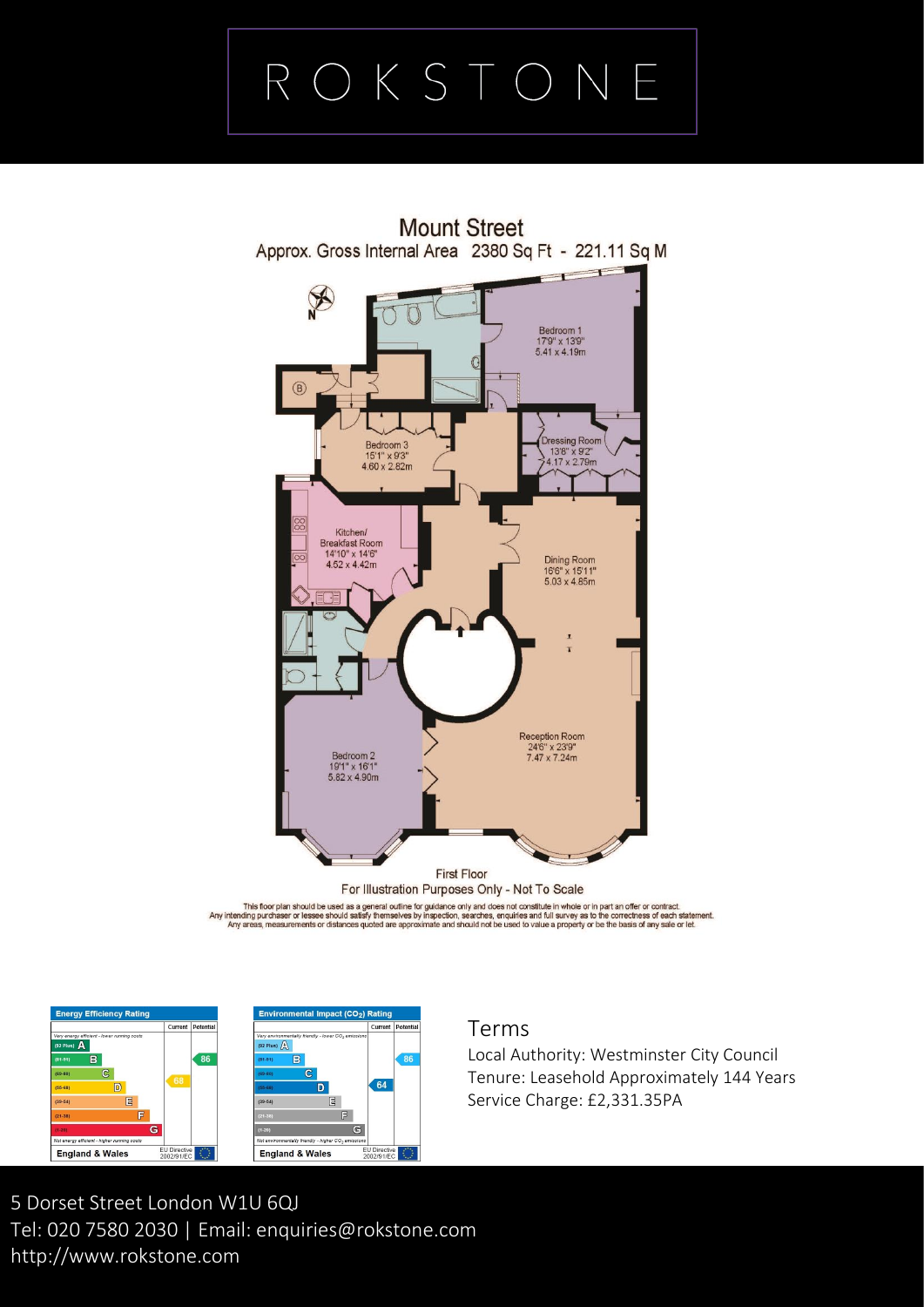# ROKSTONE

## Mount Street

Approx. Gross Internal Area 2380 Sq Ft - 221.11 Sq M

N

Bedroom 1
17'9" x 13'9"
5.41 x 4.19m

Dressing Room
13'8" x 9'2"
4.17 x 2.79m

Bedroom 3
15'1" x 9'3"
4.60 x 2.82m

Kitchen/
Breakfast Room
14'10" x 14'6"
4.52 x 4.42m

Dining Room
16'6" x 15'11"
5.03 x 4.85m

Reception Room
24'6" x 23'9"
7.47 x 7.24m

Bedroom 2
19'1" x 16'1"
5.82 x 4.90m

B

First Floor

For Illustration Purposes Only - Not To Scale

This floor plan should be used as a general outline for guidance only and does not constitute in whole or in part an offer or contract.
Any intending purchaser or lessee should satisfy themselves by inspection, searches, enquiries and full survey as to the correctness of each statement.
Any areas, measurements or distances quoted are approximate and should not be used to value a property or be the basis of any sale or let.

**Energy Efficiency Rating**

Current | Potential

Very energy efficient - lower running costs

(92 Plus) A

(81-91) B

(69-80) C

(55-68) D

(39-54) E

(21-38) F

(1-20) G

Not energy efficient - higher running costs

68

86

England & Wales

EU Directive 2002/91/EC

**Environmental Impact ($CO_2$) Rating**

Current | Potential

Very environmentally friendly - lower $CO_2$ emissions

(92 Plus) A

(81-91) B

(69-80) C

(55-68) D

(39-54) E

(21-38) F

(1-20) G

Not environmentally friendly - higher $CO_2$ emissions

64

86

England & Wales

EU Directive 2002/91/EC

## Terms

Local Authority: Westminster City Council
Tenure: Leasehold Approximately 144 Years
Service Charge: £2,331.35PA

5 Dorset Street London W1U 6QJ
Tel: 020 7580 2030 | Email: enquiries@rokstone.com
http://www.rokstone.com